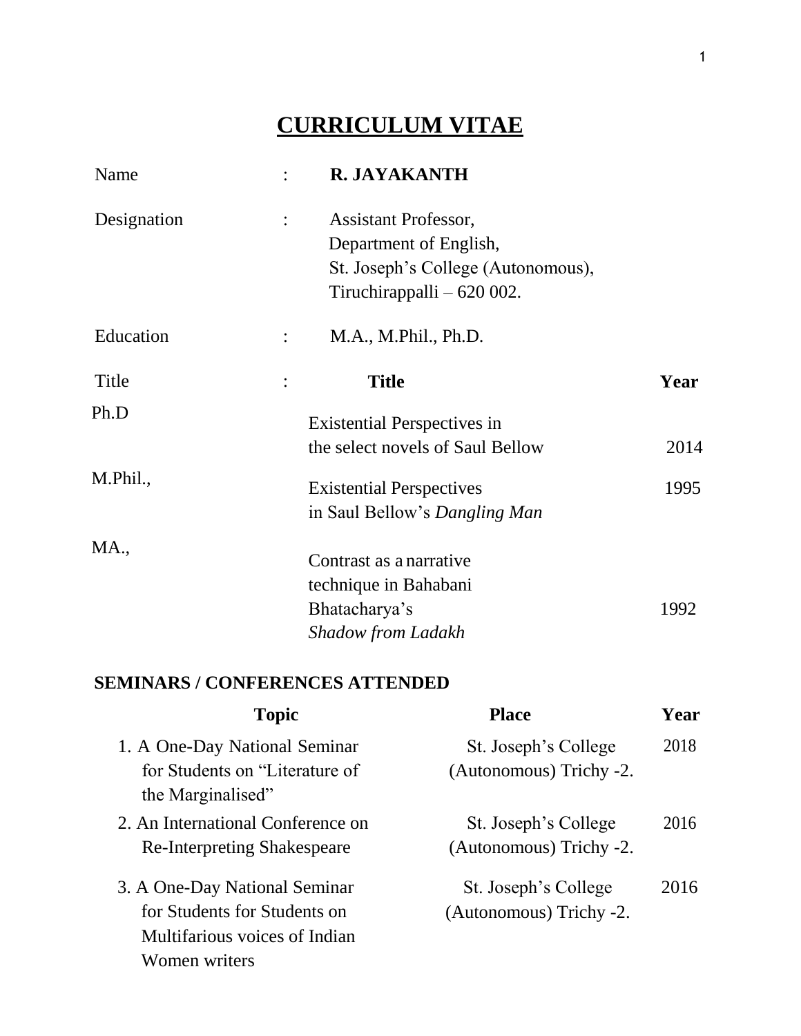# CURRICULUM VITAE

| | | |
|---|---|---|
| Name | : | **R. JAYAKANTH** |
| Designation | : | Assistant Professor,<br>Department of English,<br>St. Joseph's College (Autonomous),<br>Tiruchirappalli – 620 002. |
| Education | : | M.A., M.Phil., Ph.D. |

| Title | Title | Year |
|---|---|---|
| Ph.D | Existential Perspectives in the select novels of Saul Bellow | 2014 |
| M.Phil., | Existential Perspectives in Saul Bellow's *Dangling Man* | 1995 |
| MA., | Contrast as a narrative technique in Bahabani Bhatacharya's *Shadow from Ladakh* | 1992 |

**SEMINARS / CONFERENCES ATTENDED**

| Topic | Place | Year |
|---|---|---|
| 1. A One-Day National Seminar for Students on "Literature of the Marginalised" | St. Joseph's College (Autonomous) Trichy -2. | 2018 |
| 2. An International Conference on Re-Interpreting Shakespeare | St. Joseph's College (Autonomous) Trichy -2. | 2016 |
| 3. A One-Day National Seminar for Students for Students on Multifarious voices of Indian Women writers | St. Joseph's College (Autonomous) Trichy -2. | 2016 |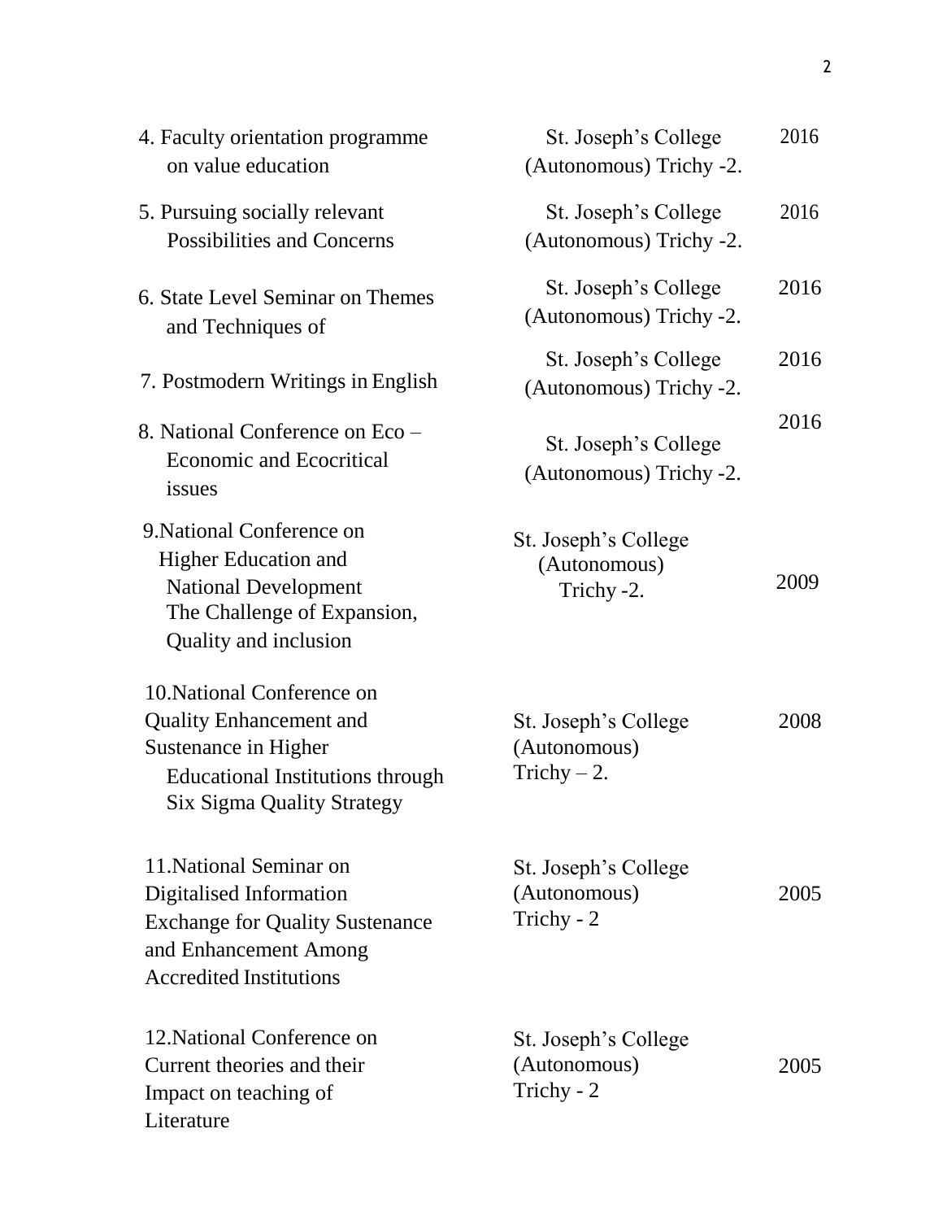| | | |
|---|---|---|
| 4. Faculty orientation programme on value education | St. Joseph's College (Autonomous) Trichy -2. | 2016 |
| 5. Pursuing socially relevant Possibilities and Concerns | St. Joseph's College (Autonomous) Trichy -2. | 2016 |
| 6. State Level Seminar on Themes and Techniques of | St. Joseph's College (Autonomous) Trichy -2. | 2016 |
| 7. Postmodern Writings in English | St. Joseph's College (Autonomous) Trichy -2. | 2016 |
| 8. National Conference on Eco – Economic and Ecocritical issues | St. Joseph's College (Autonomous) Trichy -2. | 2016 |
| 9.National Conference on Higher Education and National Development The Challenge of Expansion, Quality and inclusion | St. Joseph's College (Autonomous) Trichy -2. | 2009 |
| 10.National Conference on Quality Enhancement and Sustenance in Higher Educational Institutions through Six Sigma Quality Strategy | St. Joseph's College (Autonomous) Trichy – 2. | 2008 |
| 11.National Seminar on Digitalised Information Exchange for Quality Sustenance and Enhancement Among Accredited Institutions | St. Joseph's College (Autonomous) Trichy - 2 | 2005 |
| 12.National Conference on Current theories and their Impact on teaching of Literature | St. Joseph's College (Autonomous) Trichy - 2 | 2005 |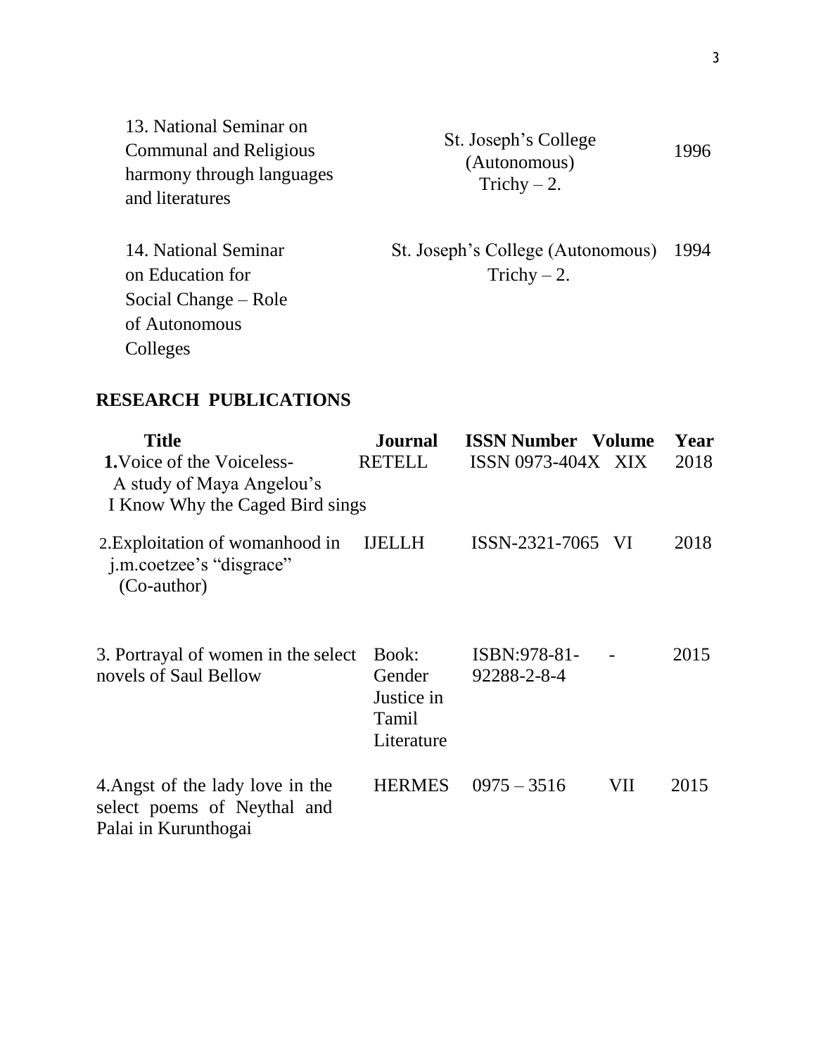| | | |
|---|---|---|
| 13. National Seminar on Communal and Religious harmony through languages and literatures | St. Joseph's College (Autonomous) Trichy – 2. | 1996 |
| 14. National Seminar on Education for Social Change – Role of Autonomous Colleges | St. Joseph's College (Autonomous) Trichy – 2. | 1994 |

## RESEARCH PUBLICATIONS

| Title | Journal | ISSN Number | Volume | Year |
|---|---|---|---|---|
| **1.** Voice of the Voiceless- A study of Maya Angelou's I Know Why the Caged Bird sings | RETELL | ISSN 0973-404X | XIX | 2018 |
| 2. Exploitation of womanhood in j.m.coetzee's "disgrace" (Co-author) | IJELLH | ISSN-2321-7065 | VI | 2018 |
| 3. Portrayal of women in the select novels of Saul Bellow | Book: Gender Justice in Tamil Literature | ISBN:978-81-92288-2-8-4 | - | 2015 |
| 4. Angst of the lady love in the select poems of Neythal and Palai in Kurunthogai | HERMES | 0975 – 3516 | VII | 2015 |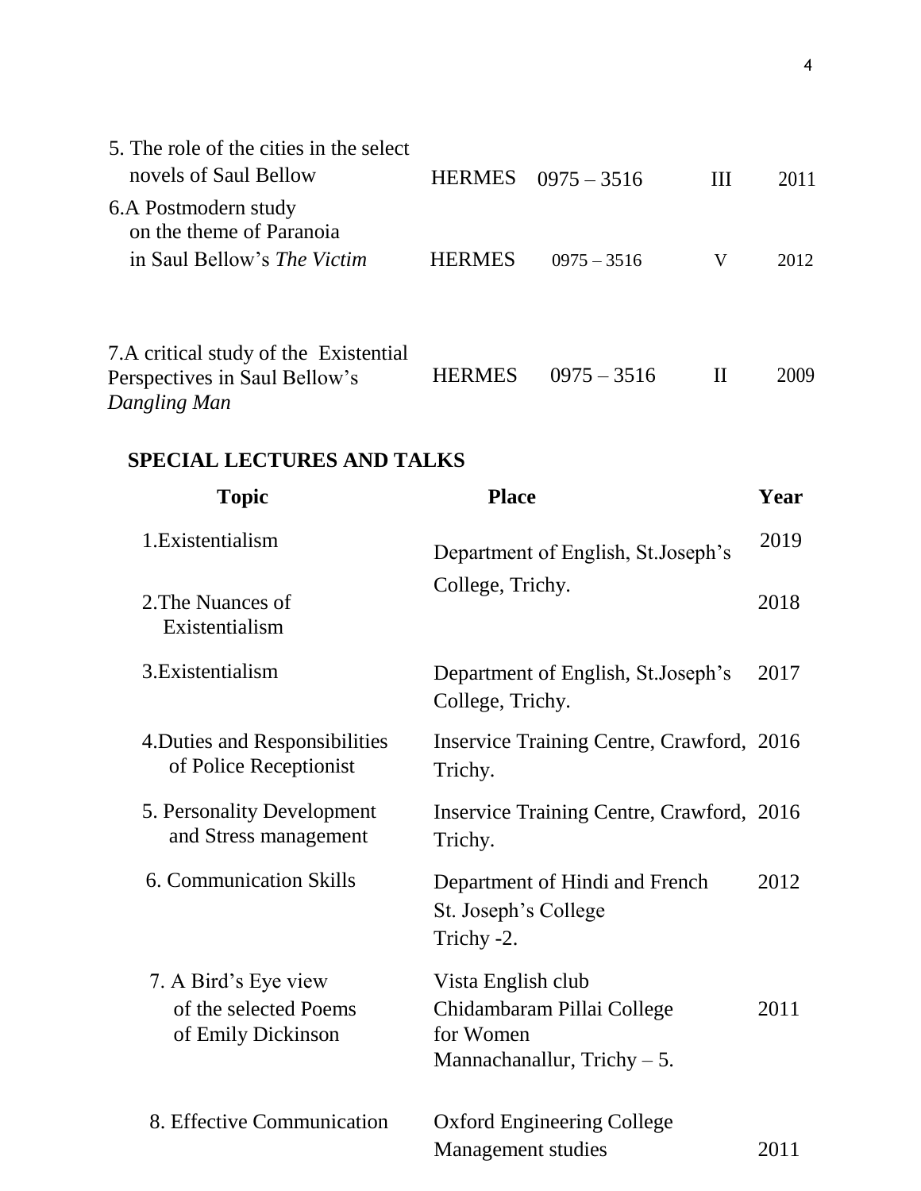| | | | | |
|---|---|---|---|---|
| 5. The role of the cities in the select novels of Saul Bellow | HERMES | 0975 – 3516 | III | 2011 |
| 6.A Postmodern study on the theme of Paranoia in Saul Bellow's *The Victim* | HERMES | 0975 – 3516 | V | 2012 |
| 7.A critical study of the Existential Perspectives in Saul Bellow's *Dangling Man* | HERMES | 0975 – 3516 | II | 2009 |

## SPECIAL LECTURES AND TALKS

| Topic | Place | Year |
|---|---|---|
| 1.Existentialism | Department of English, St.Joseph's College, Trichy. | 2019 |
| 2.The Nuances of Existentialism | | 2018 |
| 3.Existentialism | Department of English, St.Joseph's College, Trichy. | 2017 |
| 4.Duties and Responsibilities of Police Receptionist | Inservice Training Centre, Crawford, Trichy. | 2016 |
| 5. Personality Development and Stress management | Inservice Training Centre, Crawford, Trichy. | 2016 |
| 6. Communication Skills | Department of Hindi and French St. Joseph's College Trichy -2. | 2012 |
| 7. A Bird's Eye view of the selected Poems of Emily Dickinson | Vista English club Chidambaram Pillai College for Women Mannachanallur, Trichy – 5. | 2011 |
| 8. Effective Communication | Oxford Engineering College Management studies | 2011 |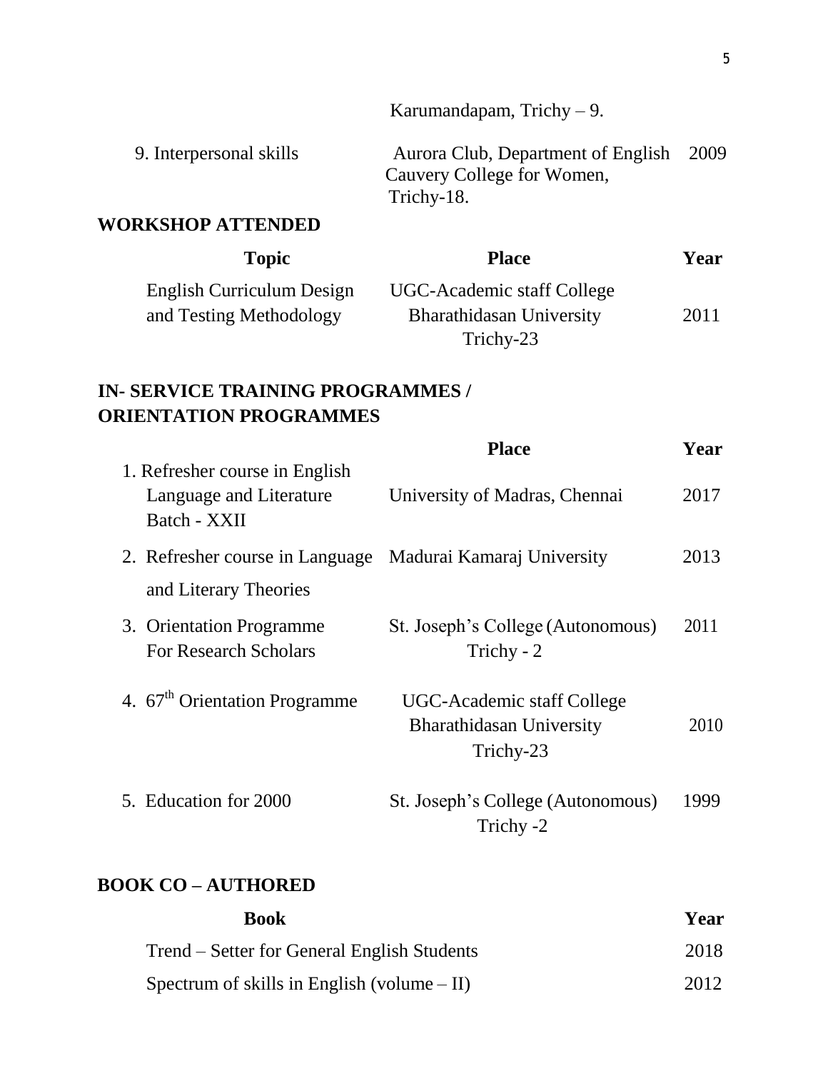| | | |
|---|---|---|
| | Karumandapam, Trichy – 9. | |
| 9. Interpersonal skills | Aurora Club, Department of English Cauvery College for Women, Trichy-18. | 2009 |

**WORKSHOP ATTENDED**

| Topic | Place | Year |
|---|---|---|
| English Curriculum Design and Testing Methodology | UGC-Academic staff College Bharathidasan University Trichy-23 | 2011 |

**IN- SERVICE TRAINING PROGRAMMES / ORIENTATION PROGRAMMES**

| | Place | Year |
|---|---|---|
| 1. Refresher course in English Language and Literature Batch - XXII | University of Madras, Chennai | 2017 |
| 2. Refresher course in Language and Literary Theories | Madurai Kamaraj University | 2013 |
| 3. Orientation Programme For Research Scholars | St. Joseph's College (Autonomous) Trichy - 2 | 2011 |
| 4. 67th Orientation Programme | UGC-Academic staff College Bharathidasan University Trichy-23 | 2010 |
| 5. Education for 2000 | St. Joseph's College (Autonomous) Trichy -2 | 1999 |

**BOOK CO – AUTHORED**

| Book | Year |
|---|---|
| Trend – Setter for General English Students | 2018 |
| Spectrum of skills in English (volume – II) | 2012 |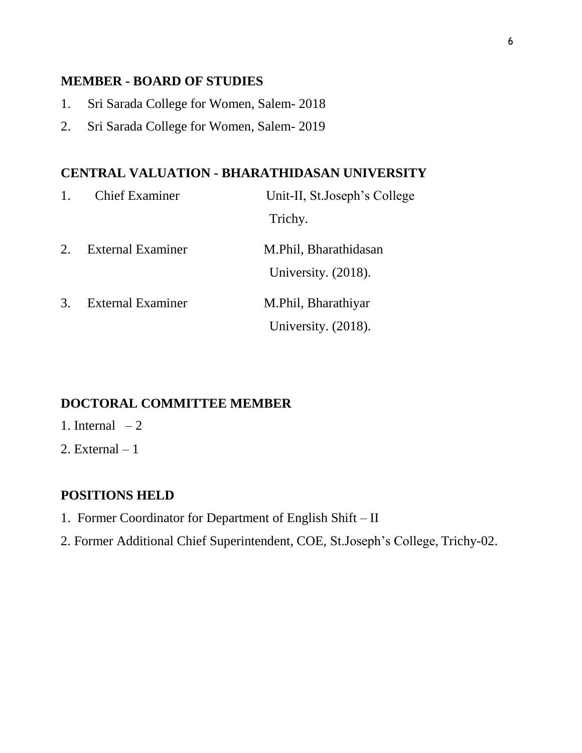## MEMBER - BOARD OF STUDIES

1. Sri Sarada College for Women, Salem- 2018
2. Sri Sarada College for Women, Salem- 2019

## CENTRAL VALUATION - BHARATHIDASAN UNIVERSITY

| | | |
|---|---|---|
| 1. | Chief Examiner | Unit-II, St.Joseph's College Trichy. |
| 2. | External Examiner | M.Phil, Bharathidasan University. (2018). |
| 3. | External Examiner | M.Phil, Bharathiyar University. (2018). |

## DOCTORAL COMMITTEE MEMBER

1. Internal – 2
2. External – 1

## POSITIONS HELD

1. Former Coordinator for Department of English Shift – II
2. Former Additional Chief Superintendent, COE, St.Joseph's College, Trichy-02.